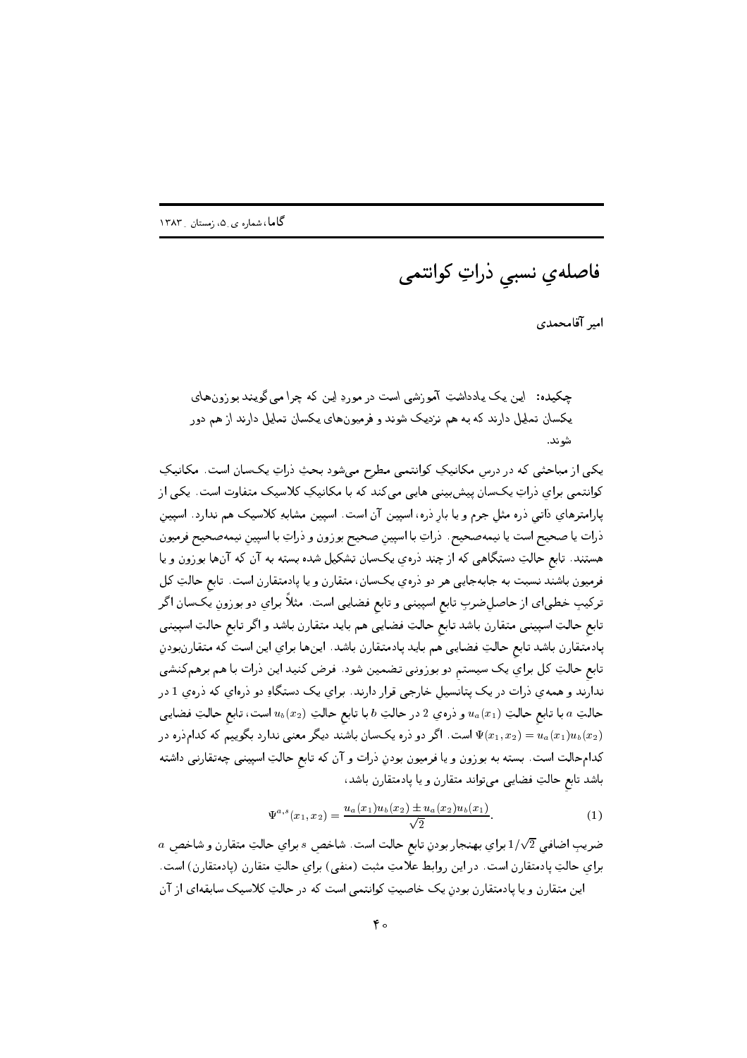# فاصله‌ی نسبیِ ذراتِ کوانتمی

امیر آقامحمدی

**چکیده:** این یک یادداشتِ آموزشی است در موردِ این که چرا می‌گویند بوزون‌های یکسان تمایل دارند که به هم نزدیک شوند و فرمیون‌های یکسان تمایل دارند از هم دور شوند.

یکی از مباحثی که در درسِ مکانیکِ کوانتمی مطرح می‌شود بحثِ ذراتِ یکسان است. مکانیکِ کوانتمی برای ذراتِ یکسان پیش‌بینی هایی می‌کند که با مکانیکِ کلاسیک متفاوت است. یکی از پارامترهای ذاتی ذره مثلِ جرم و یا بارِ ذره، اسپین آن است. اسپین مشابهِ کلاسیک هم ندارد. اسپین ذرات یا صحیح است یا نیمه‌صحیح. ذراتِ با اسپینِ صحیح بوزون و ذراتِ با اسپینِ نیمه‌صحیح فرمیون هستند. تابعِ حالتِ دستگاهی که از چند ذره‌ی یکسان تشکیل شده بسته به آن که آن‌ها بوزون و یا فرمیون باشند نسبت به جابه‌جایی هر دو ذره‌ی یکسان، متقارن و یا پادمتقارن است. تابعِ حالتِ کل ترکیبِ خطی‌ای از حاصل‌ضربِ تابعِ اسپینی و تابعِ فضایی است. مثلاً برای دو بوزونِ یکسان اگر تابعِ حالتِ اسپینی متقارن باشد تابعِ حالتِ فضایی هم باید متقارن باشد و اگر تابعِ حالتِ اسپینی پادمتقارن باشد تابعِ حالتِ فضایی هم باید پادمتقارن باشد. این‌ها برای این است که متقارن‌بودنِ تابعِ حالتِ کل برای یک سیستمِ دو بوزونی تضمین شود. فرض کنید این ذرات با هم برهم‌کنشی ندارند و همه‌ی ذرات در یک پتانسیلِ خارجی قرار دارند. برای یک دستگاهِ دو ذره‌ای که ذره‌ی $1$ در حالتِ $a$ با تابعِ حالتِ $u_a(x_1)$ و ذره‌ی $2$ در حالتِ $b$ با تابعِ حالتِ $u_b(x_2)$ است، تابعِ حالتِ فضایی $\Psi(x_1,x_2)=u_a(x_1)u_b(x_2)$ است. اگر دو ذره یکسان باشند دیگر معنی ندارد بگوییم که کدام‌ذره در کدام‌حالت است. بسته به بوزون و یا فرمیون بودنِ ذرات و آن که تابعِ حالتِ اسپینی چه‌تقارنی داشته باشد تابعِ حالتِ فضایی می‌تواند متقارن و یا پادمتقارن باشد،

$$\Psi^{a,s}(x_1,x_2)=\frac{u_a(x_1)u_b(x_2)\pm u_a(x_2)u_b(x_1)}{\sqrt{2}}. \qquad (1)$$

ضریبِ اضافیِ $1/\sqrt{2}$ برای بهنجار بودنِ تابعِ حالت است. شاخصِ $s$ برای حالتِ متقارن و شاخصِ $a$ برای حالتِ پادمتقارن است. در این روابط علامتِ مثبت (منفی) برای حالتِ متقارن (پادمتقارن) است.

این متقارن و یا پادمتقارن بودنِ یک خاصیتِ کوانتمی است که در حالتِ کلاسیک سابقه‌ای از آن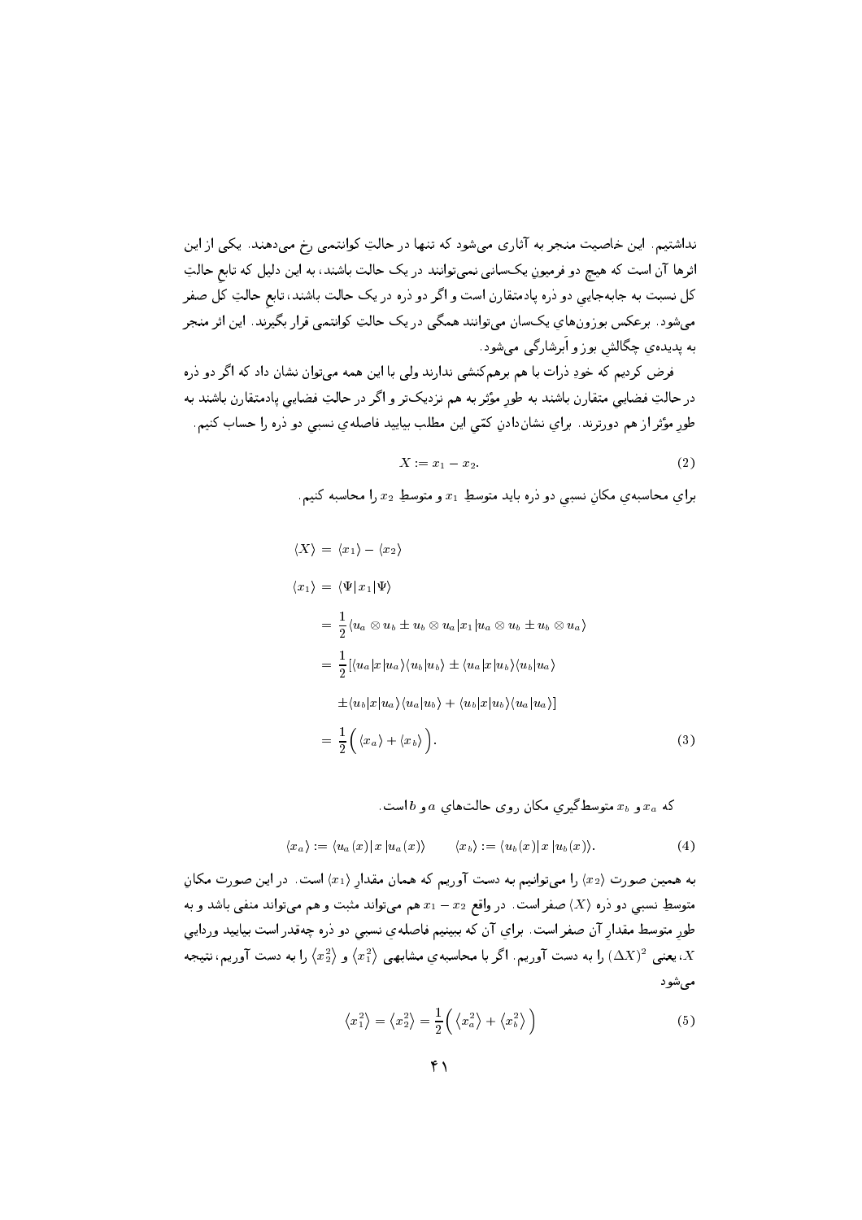نداشتیم. این خاصیت منجر به آثاری می‌شود که تنها در حالتِ کوانتمی رخ می‌دهند. یکی از این اثرها آن است که هیچ دو فرمیونِ یکسانی نمی‌توانند در یک حالت باشند، به این دلیل که تابعِ حالتِ کل نسبت به جابه‌جاییِ دو ذره پادمتقارن است و اگر دو ذره در یک حالت باشند، تابعِ حالتِ کل صفر می‌شود. برعکس بوزون‌های یکسان می‌توانند همگی در یک حالتِ کوانتمی قرار بگیرند. این اثر منجر به پدیده‌ی چگالشِ بوز و اَبرشارگی می‌شود.

فرض کردیم که خودِ ذرات با هم برهم‌کنشی ندارند ولی با این همه می‌توان نشان داد که اگر دو ذره در حالتِ فضاییِ متقارن باشند به طورِ مؤثر به هم نزدیک‌تر و اگر در حالتِ فضاییِ پادمتقارن باشند به طورِ مؤثر از هم دورترند. برای نشان‌دادنِ کمّیِ این مطلب بیایید فاصله‌ی نسبیِ دو ذره را حساب کنیم.

$$X := x_1 - x_2. \tag{2}$$

برای محاسبه‌ی مکانِ نسبیِ دو ذره باید متوسطِ $x_1$ و متوسطِ $x_2$ را محاسبه کنیم.

$$\begin{aligned}
\langle X\rangle &= \langle x_1\rangle - \langle x_2\rangle \\
\langle x_1\rangle &= \langle \Psi|x_1|\Psi\rangle \\
&= \frac{1}{2}\langle u_a\otimes u_b \pm u_b\otimes u_a|x_1|u_a\otimes u_b \pm u_b\otimes u_a\rangle \\
&= \frac{1}{2}[\langle u_a|x|u_a\rangle\langle u_b|u_b\rangle \pm \langle u_a|x|u_b\rangle\langle u_b|u_a\rangle \\
&\quad \pm\langle u_b|x|u_a\rangle\langle u_a|u_b\rangle + \langle u_b|x|u_b\rangle\langle u_a|u_a\rangle] \\
&= \frac{1}{2}\Big(\langle x_a\rangle + \langle x_b\rangle\Big).
\end{aligned} \tag{3}$$

که $x_a$ و $x_b$ متوسط‌گیریِ مکان روی حالت‌های $a$ و $b$ است.

$$\langle x_a\rangle := \langle u_a(x)|\, x\, |u_a(x)\rangle \qquad \langle x_b\rangle := \langle u_b(x)|\, x\, |u_b(x)\rangle. \tag{4}$$

به همین صورت $\langle x_2\rangle$ را می‌توانیم به دست آوریم که همان مقدارِ $\langle x_1\rangle$ است. در این صورت مکانِ متوسطِ نسبیِ دو ذره $\langle X\rangle$ صفر است. در واقع $x_1 - x_2$ هم می‌تواند مثبت و هم می‌تواند منفی باشد و به طورِ متوسط مقدارِ آن صفر است. برای آن که ببینیم فاصله‌ی نسبیِ دو ذره چه‌قدر است بیایید وردایی $X$، یعنی $(\Delta X)^2$ را به دست آوریم. اگر با محاسبه‌ی مشابهی $\langle x_1^2\rangle$ و $\langle x_2^2\rangle$ را به دست آوریم، نتیجه می‌شود

$$\langle x_1^2\rangle = \langle x_2^2\rangle = \frac{1}{2}\Big(\langle x_a^2\rangle + \langle x_b^2\rangle\Big) \tag{5}$$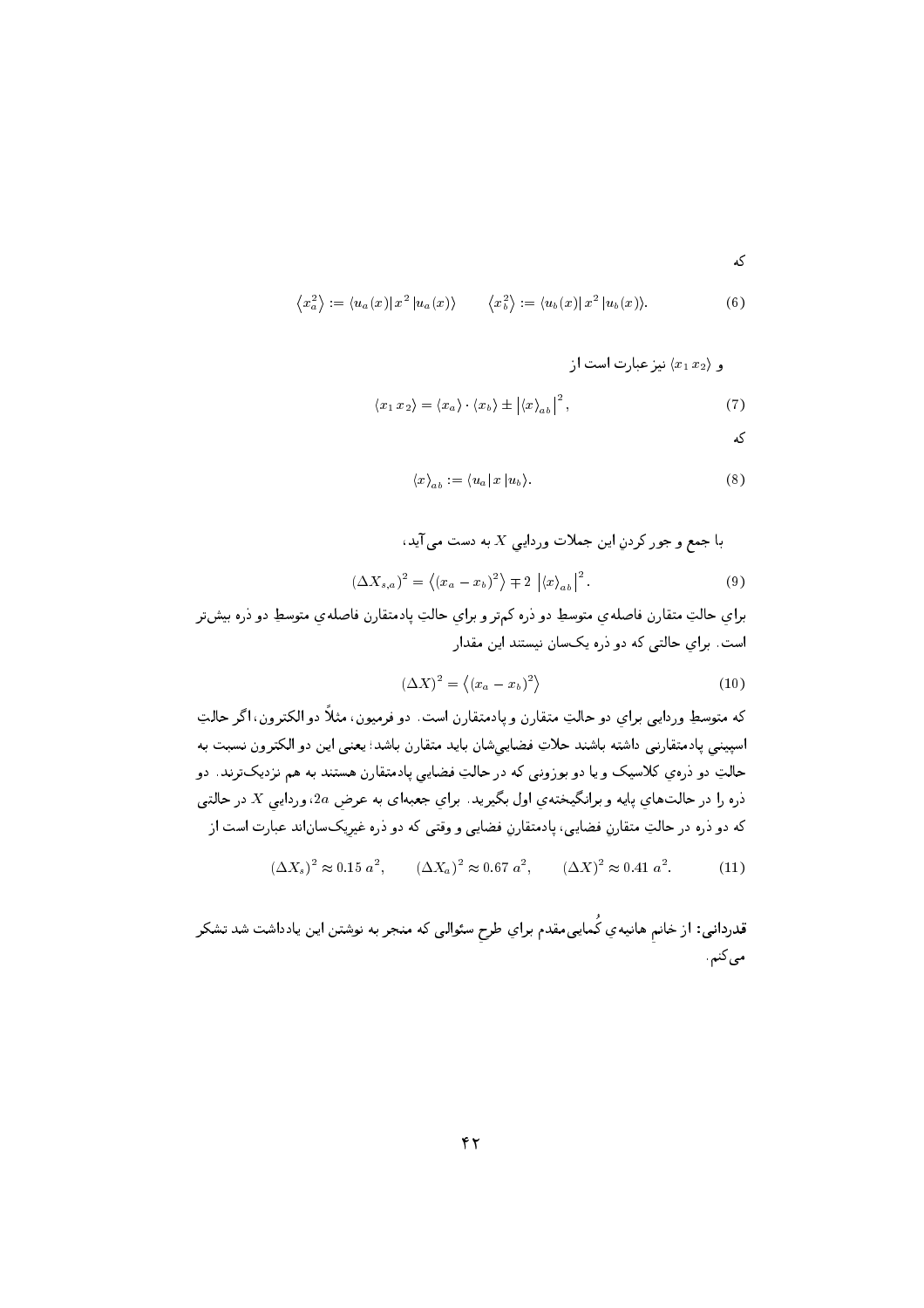که

$$\left\langle x_a^2\right\rangle := \langle u_a(x)|\, x^2\, |u_a(x)\rangle \qquad \left\langle x_b^2\right\rangle := \langle u_b(x)|\, x^2\, |u_b(x)\rangle. \tag{6}$$

و $\langle x_1\, x_2\rangle$ نیز عبارت است از

$$\langle x_1\, x_2\rangle = \langle x_a\rangle \cdot \langle x_b\rangle \pm \left|\langle x\rangle_{ab}\right|^2, \tag{7}$$

که

$$\langle x\rangle_{ab} := \langle u_a|\, x\, |u_b\rangle. \tag{8}$$

با جمع و جور کردنِ این جملات ورداییِ $X$ به دست می‌آید،

$$\left(\Delta X_{s,a}\right)^2 = \left\langle \left(x_a - x_b\right)^2\right\rangle \mp 2\, \left|\langle x\rangle_{ab}\right|^2. \tag{9}$$

برایِ حالتِ متقارن فاصله‌یِ متوسطِ دو ذره کم‌تر و برایِ حالتِ پادمتقارن فاصله‌یِ متوسطِ دو ذره بیش‌تر است. برایِ حالتی که دو ذره یک‌سان نیستند این مقدار

$$\left(\Delta X\right)^2 = \left\langle \left(x_a - x_b\right)^2\right\rangle \tag{10}$$

که متوسطِ وردایی برایِ دو حالتِ متقارن و پادمتقارن است. دو فرمیون، مثلاً دو الکترون، اگر حالتِ اسپینیِ پادمتقارنی داشته باشند حالاتِ فضایی‌شان باید متقارن باشد؛ یعنی این دو الکترون نسبت به حالتِ دو ذره‌یِ کلاسیک و یا دو بوزونی که در حالتِ فضاییِ پادمتقارن هستند به هم نزدیک‌ترند. دو ذره را در حالت‌هایِ پایه و برانگیخته‌یِ اول بگیرید. برایِ جعبه‌ای به عرضِ $2a$، ورداییِ $X$ در حالتی که دو ذره در حالتِ متقارنِ فضایی، پادمتقارنِ فضایی و وقتی که دو ذره غیریک‌سان‌اند عبارت است از

$$\left(\Delta X_s\right)^2 \approx 0.15\; a^2, \qquad \left(\Delta X_a\right)^2 \approx 0.67\; a^2, \qquad \left(\Delta X\right)^2 \approx 0.41\; a^2. \tag{11}$$

**قدردانی:** از خانمِ هانیه‌یِ کُمایی‌مقدم برایِ طرحِ سئوالی که منجر به نوشتنِ این یادداشت شد تشکر می‌کنم.